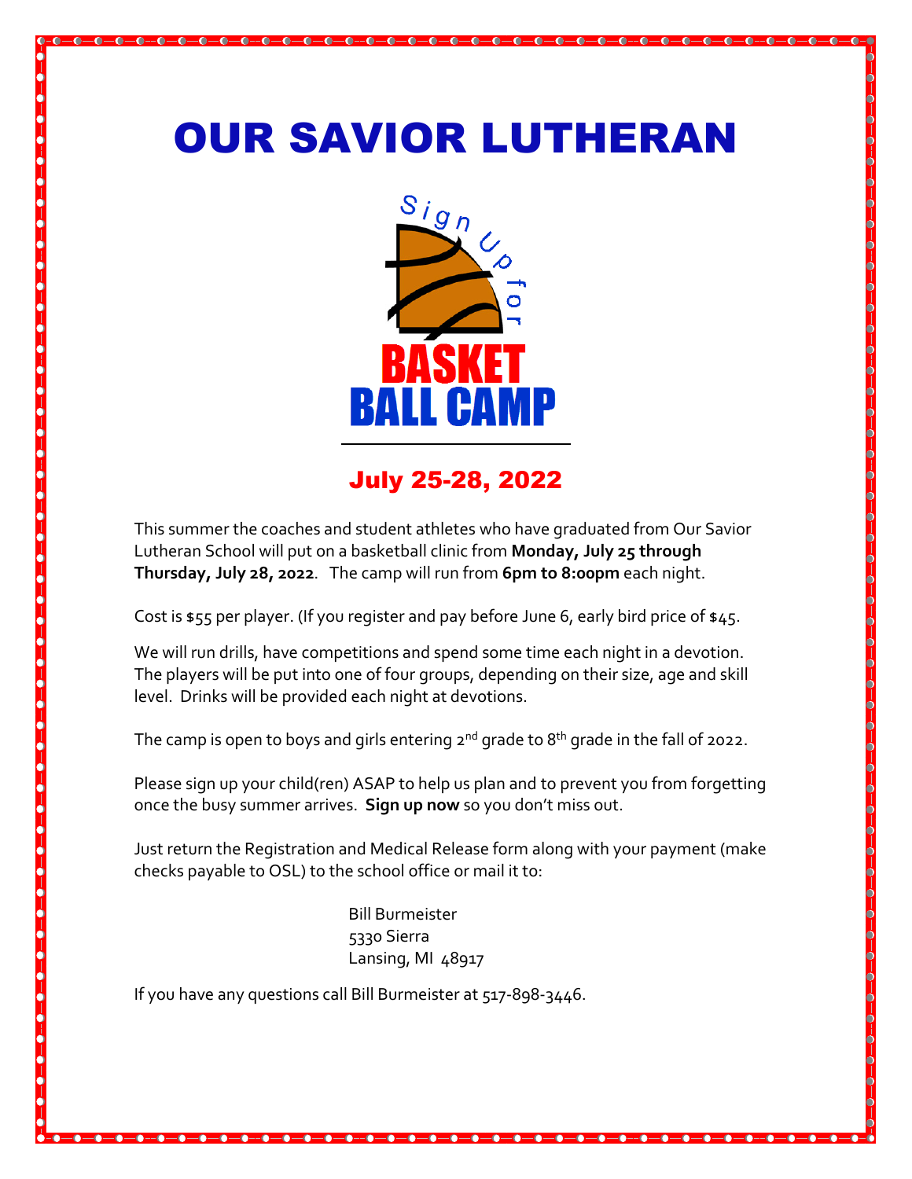# OUR SAVIOR LUTHERAN

Sign Up for

**BASKET BALL CAMP**

## July 25-28, 2022

This summer the coaches and student athletes who have graduated from Our Savior Lutheran School will put on a basketball clinic from **Monday, July 25 through Thursday, July 28, 2022**. The camp will run from **6pm to 8:00pm** each night.

Cost is $55 per player. (If you register and pay before June 6, early bird price of $45.

We will run drills, have competitions and spend some time each night in a devotion. The players will be put into one of four groups, depending on their size, age and skill level. Drinks will be provided each night at devotions.

The camp is open to boys and girls entering 2nd grade to 8th grade in the fall of 2022.

Please sign up your child(ren) ASAP to help us plan and to prevent you from forgetting once the busy summer arrives. **Sign up now** so you don't miss out.

Just return the Registration and Medical Release form along with your payment (make checks payable to OSL) to the school office or mail it to:

Bill Burmeister
5330 Sierra
Lansing, MI 48917

If you have any questions call Bill Burmeister at 517-898-3446.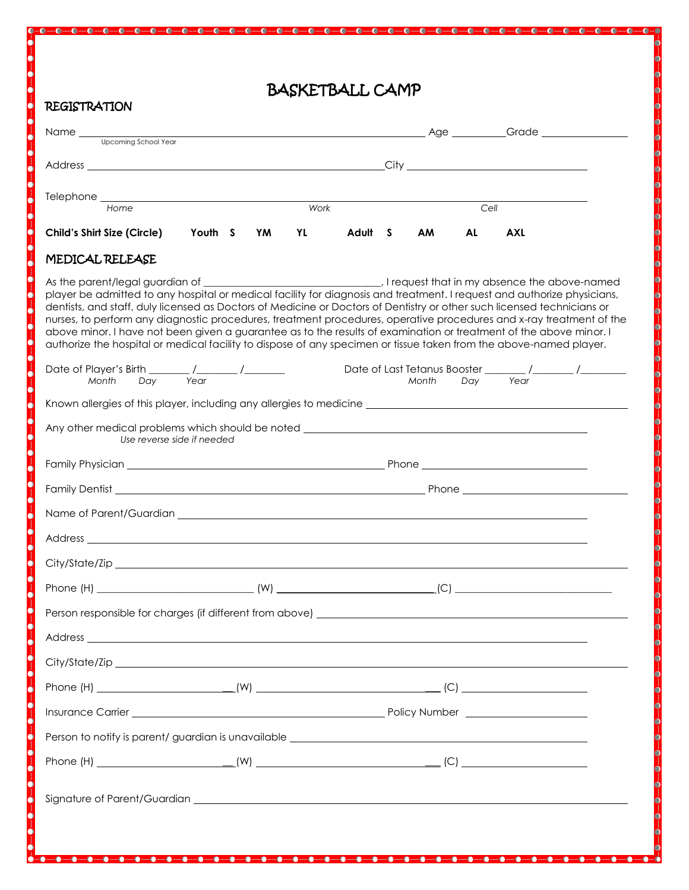# BASKETBALL CAMP

## REGISTRATION

Name ______________________________________________ Age ________ Grade ____________
*Upcoming School Year*

Address ____________________________________________ City ________________________

Telephone ________________________________________________________________________
*Home* *Work* *Cell*

**Child's Shirt Size (Circle) Youth S YM YL Adult S AM AL AXL**

## MEDICAL RELEASE

As the parent/legal guardian of ____________________________, I request that in my absence the above-named player be admitted to any hospital or medical facility for diagnosis and treatment. I request and authorize physicians, dentists, and staff, duly licensed as Doctors of Medicine or Doctors of Dentistry or other such licensed technicians or nurses, to perform any diagnostic procedures, treatment procedures, operative procedures and x-ray treatment of the above minor. I have not been given a guarantee as to the results of examination or treatment of the above minor. I authorize the hospital or medical facility to dispose of any specimen or tissue taken from the above-named player.

Date of Player's Birth _______ /_______ /_______ Date of Last Tetanus Booster _______ /_______ /_______
*Month Day Year* *Month Day Year*

Known allergies of this player, including any allergies to medicine ______________________________

Any other medical problems which should be noted ______________________________
*Use reverse side if needed*

Family Physician ______________________________ Phone ______________________

Family Dentist ______________________________ Phone ______________________

Name of Parent/Guardian ______________________________________________

Address ______________________________________________

City/State/Zip ______________________________________________

Phone (H) ______________________ (W) ______________________ (C) ______________________

Person responsible for charges (if different from above) ______________________________

Address ______________________________________________

City/State/Zip ______________________________________________

Phone (H) ______________________ (W) ______________________ (C) ______________________

Insurance Carrier ______________________________ Policy Number ______________________

Person to notify is parent/ guardian is unavailable ______________________________

Phone (H) ______________________ (W) ______________________ (C) ______________________

Signature of Parent/Guardian ______________________________________________